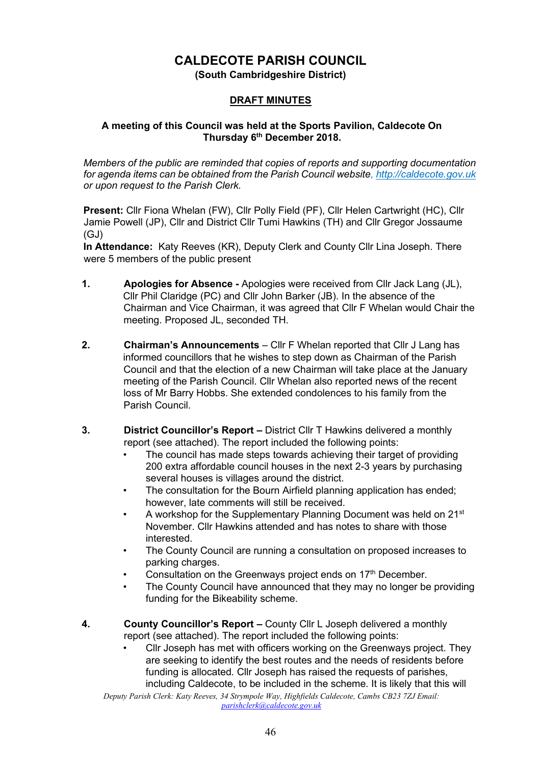# CALDECOTE PARISH COUNCIL

**(South Cambridgeshire District)**

## DRAFT MINUTES

**A meeting of this Council was held at the Sports Pavilion, Caldecote On Thursday 6th December 2018.**

*Members of the public are reminded that copies of reports and supporting documentation for agenda items can be obtained from the Parish Council website, [http://caldecote.gov.uk](http://caldecote.gov.uk) or upon request to the Parish Clerk.*

**Present:** Cllr Fiona Whelan (FW), Cllr Polly Field (PF), Cllr Helen Cartwright (HC), Cllr Jamie Powell (JP), Cllr and District Cllr Tumi Hawkins (TH) and Cllr Gregor Jossaume (GJ)

**In Attendance:** Katy Reeves (KR), Deputy Clerk and County Cllr Lina Joseph. There were 5 members of the public present

1. **Apologies for Absence -** Apologies were received from Cllr Jack Lang (JL), Cllr Phil Claridge (PC) and Cllr John Barker (JB). In the absence of the Chairman and Vice Chairman, it was agreed that Cllr F Whelan would Chair the meeting. Proposed JL, seconded TH.

2. **Chairman's Announcements** – Cllr F Whelan reported that Cllr J Lang has informed councillors that he wishes to step down as Chairman of the Parish Council and that the election of a new Chairman will take place at the January meeting of the Parish Council. Cllr Whelan also reported news of the recent loss of Mr Barry Hobbs. She extended condolences to his family from the Parish Council.

3. **District Councillor's Report –** District Cllr T Hawkins delivered a monthly report (see attached). The report included the following points:
   - The council has made steps towards achieving their target of providing 200 extra affordable council houses in the next 2-3 years by purchasing several houses is villages around the district.
   - The consultation for the Bourn Airfield planning application has ended; however, late comments will still be received.
   - A workshop for the Supplementary Planning Document was held on 21st November. Cllr Hawkins attended and has notes to share with those interested.
   - The County Council are running a consultation on proposed increases to parking charges.
   - Consultation on the Greenways project ends on 17th December.
   - The County Council have announced that they may no longer be providing funding for the Bikeability scheme.

4. **County Councillor's Report –** County Cllr L Joseph delivered a monthly report (see attached). The report included the following points:
   - Cllr Joseph has met with officers working on the Greenways project. They are seeking to identify the best routes and the needs of residents before funding is allocated. Cllr Joseph has raised the requests of parishes, including Caldecote, to be included in the scheme. It is likely that this will

*Deputy Parish Clerk: Katy Reeves, 34 Strympole Way, Highfields Caldecote, Cambs CB23 7ZJ Email: [parishclerk@caldecote.gov.uk](mailto:parishclerk@caldecote.gov.uk)*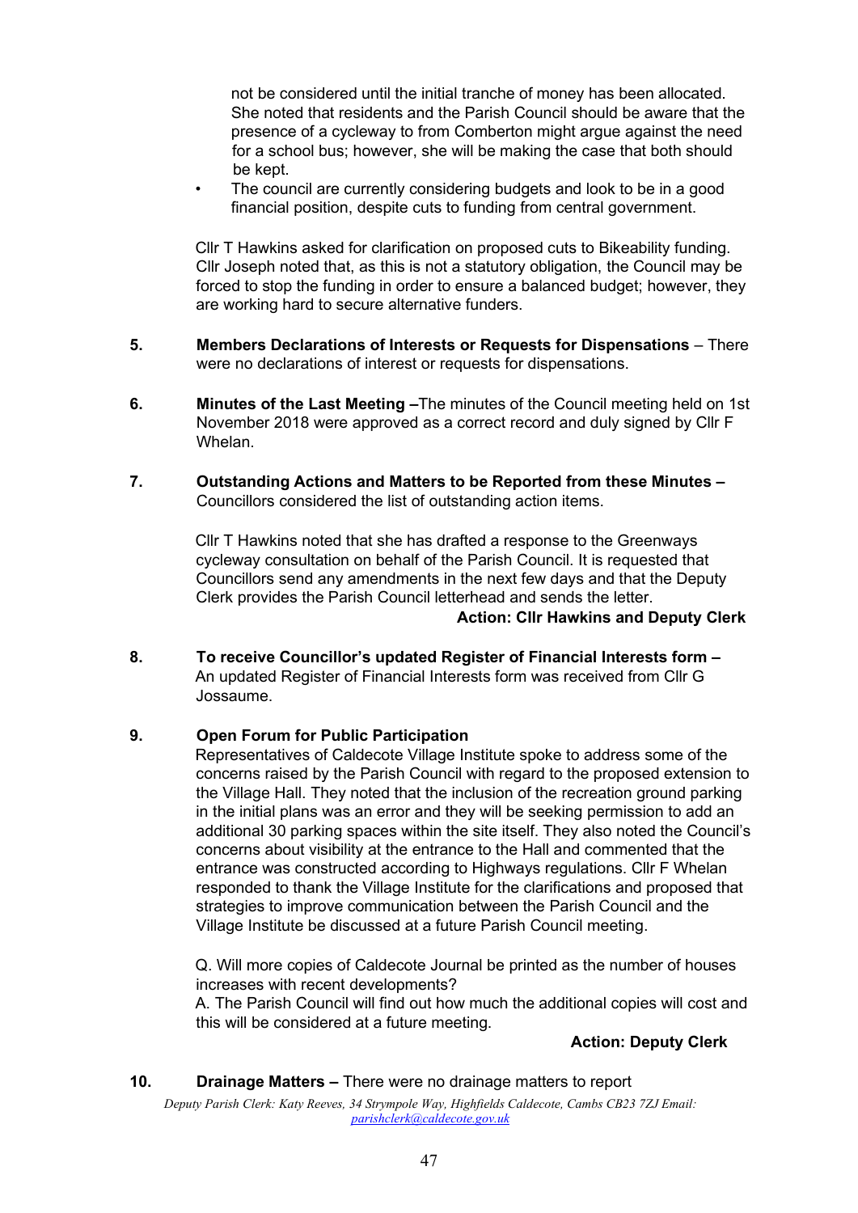not be considered until the initial tranche of money has been allocated. She noted that residents and the Parish Council should be aware that the presence of a cycleway to from Comberton might argue against the need for a school bus; however, she will be making the case that both should be kept.

- The council are currently considering budgets and look to be in a good financial position, despite cuts to funding from central government.

Cllr T Hawkins asked for clarification on proposed cuts to Bikeability funding. Cllr Joseph noted that, as this is not a statutory obligation, the Council may be forced to stop the funding in order to ensure a balanced budget; however, they are working hard to secure alternative funders.

**5. Members Declarations of Interests or Requests for Dispensations** – There were no declarations of interest or requests for dispensations.

**6. Minutes of the Last Meeting –**The minutes of the Council meeting held on 1st November 2018 were approved as a correct record and duly signed by Cllr F Whelan.

**7. Outstanding Actions and Matters to be Reported from these Minutes –** Councillors considered the list of outstanding action items.

Cllr T Hawkins noted that she has drafted a response to the Greenways cycleway consultation on behalf of the Parish Council. It is requested that Councillors send any amendments in the next few days and that the Deputy Clerk provides the Parish Council letterhead and sends the letter.

**Action: Cllr Hawkins and Deputy Clerk**

**8. To receive Councillor's updated Register of Financial Interests form –** An updated Register of Financial Interests form was received from Cllr G Jossaume.

**9. Open Forum for Public Participation**

Representatives of Caldecote Village Institute spoke to address some of the concerns raised by the Parish Council with regard to the proposed extension to the Village Hall. They noted that the inclusion of the recreation ground parking in the initial plans was an error and they will be seeking permission to add an additional 30 parking spaces within the site itself. They also noted the Council's concerns about visibility at the entrance to the Hall and commented that the entrance was constructed according to Highways regulations. Cllr F Whelan responded to thank the Village Institute for the clarifications and proposed that strategies to improve communication between the Parish Council and the Village Institute be discussed at a future Parish Council meeting.

Q. Will more copies of Caldecote Journal be printed as the number of houses increases with recent developments?

A. The Parish Council will find out how much the additional copies will cost and this will be considered at a future meeting.

**Action: Deputy Clerk**

**10. Drainage Matters –** There were no drainage matters to report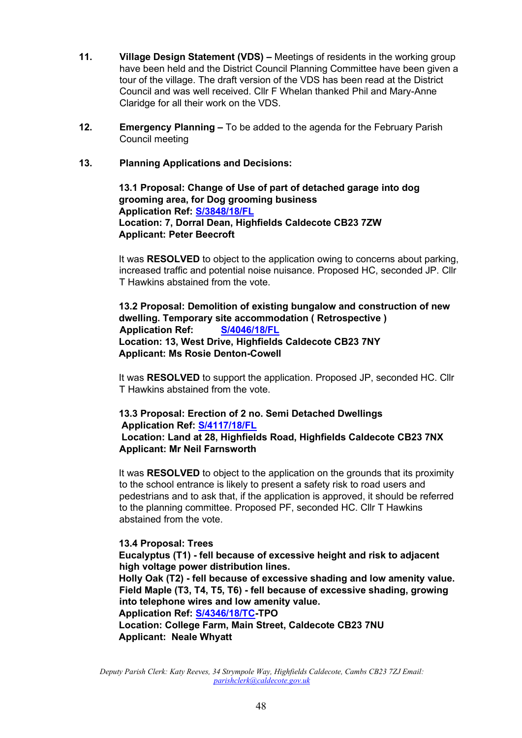**11.** **Village Design Statement (VDS) –** Meetings of residents in the working group have been held and the District Council Planning Committee have been given a tour of the village. The draft version of the VDS has been read at the District Council and was well received. Cllr F Whelan thanked Phil and Mary-Anne Claridge for all their work on the VDS.

**12.** **Emergency Planning –** To be added to the agenda for the February Parish Council meeting

**13.** **Planning Applications and Decisions:**

**13.1 Proposal: Change of Use of part of detached garage into dog grooming area, for Dog grooming business**
**Application Ref: S/3848/18/FL**
**Location: 7, Dorral Dean, Highfields Caldecote CB23 7ZW**
**Applicant: Peter Beecroft**

It was **RESOLVED** to object to the application owing to concerns about parking, increased traffic and potential noise nuisance. Proposed HC, seconded JP. Cllr T Hawkins abstained from the vote.

**13.2 Proposal: Demolition of existing bungalow and construction of new dwelling. Temporary site accommodation ( Retrospective )**
**Application Ref: S/4046/18/FL**
**Location: 13, West Drive, Highfields Caldecote CB23 7NY**
**Applicant: Ms Rosie Denton-Cowell**

It was **RESOLVED** to support the application. Proposed JP, seconded HC. Cllr T Hawkins abstained from the vote.

**13.3 Proposal: Erection of 2 no. Semi Detached Dwellings**
**Application Ref: S/4117/18/FL**
**Location: Land at 28, Highfields Road, Highfields Caldecote CB23 7NX**
**Applicant: Mr Neil Farnsworth**

It was **RESOLVED** to object to the application on the grounds that its proximity to the school entrance is likely to present a safety risk to road users and pedestrians and to ask that, if the application is approved, it should be referred to the planning committee. Proposed PF, seconded HC. Cllr T Hawkins abstained from the vote.

**13.4 Proposal: Trees**
**Eucalyptus (T1) - fell because of excessive height and risk to adjacent high voltage power distribution lines.**
**Holly Oak (T2) - fell because of excessive shading and low amenity value.**
**Field Maple (T3, T4, T5, T6) - fell because of excessive shading, growing into telephone wires and low amenity value.**
**Application Ref: S/4346/18/TC-TPO**
**Location: College Farm, Main Street, Caldecote CB23 7NU**
**Applicant: Neale Whyatt**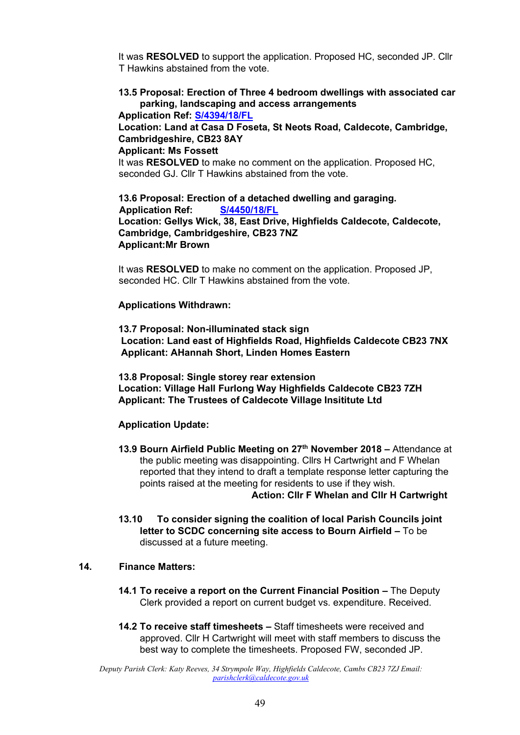It was **RESOLVED** to support the application. Proposed HC, seconded JP. Cllr T Hawkins abstained from the vote.

**13.5 Proposal: Erection of Three 4 bedroom dwellings with associated car parking, landscaping and access arrangements**
**Application Ref: S/4394/18/FL**
**Location: Land at Casa D Foseta, St Neots Road, Caldecote, Cambridge, Cambridgeshire, CB23 8AY**
**Applicant: Ms Fossett**
It was **RESOLVED** to make no comment on the application. Proposed HC, seconded GJ. Cllr T Hawkins abstained from the vote.

**13.6 Proposal: Erection of a detached dwelling and garaging.**
**Application Ref: S/4450/18/FL**
**Location: Gellys Wick, 38, East Drive, Highfields Caldecote, Caldecote, Cambridge, Cambridgeshire, CB23 7NZ**
**Applicant:Mr Brown**

It was **RESOLVED** to make no comment on the application. Proposed JP, seconded HC. Cllr T Hawkins abstained from the vote.

**Applications Withdrawn:**

**13.7 Proposal: Non-illuminated stack sign**
**Location: Land east of Highfields Road, Highfields Caldecote CB23 7NX**
**Applicant: AHannah Short, Linden Homes Eastern**

**13.8 Proposal: Single storey rear extension**
**Location: Village Hall Furlong Way Highfields Caldecote CB23 7ZH**
**Applicant: The Trustees of Caldecote Village Insititute Ltd**

**Application Update:**

**13.9 Bourn Airfield Public Meeting on 27th November 2018 –** Attendance at the public meeting was disappointing. Cllrs H Cartwright and F Whelan reported that they intend to draft a template response letter capturing the points raised at the meeting for residents to use if they wish.
**Action: Cllr F Whelan and Cllr H Cartwright**

**13.10 To consider signing the coalition of local Parish Councils joint letter to SCDC concerning site access to Bourn Airfield –** To be discussed at a future meeting.

**14. Finance Matters:**

**14.1 To receive a report on the Current Financial Position –** The Deputy Clerk provided a report on current budget vs. expenditure. Received.

**14.2 To receive staff timesheets –** Staff timesheets were received and approved. Cllr H Cartwright will meet with staff members to discuss the best way to complete the timesheets. Proposed FW, seconded JP.

*Deputy Parish Clerk: Katy Reeves, 34 Strympole Way, Highfields Caldecote, Cambs CB23 7ZJ Email: parishclerk@caldecote.gov.uk*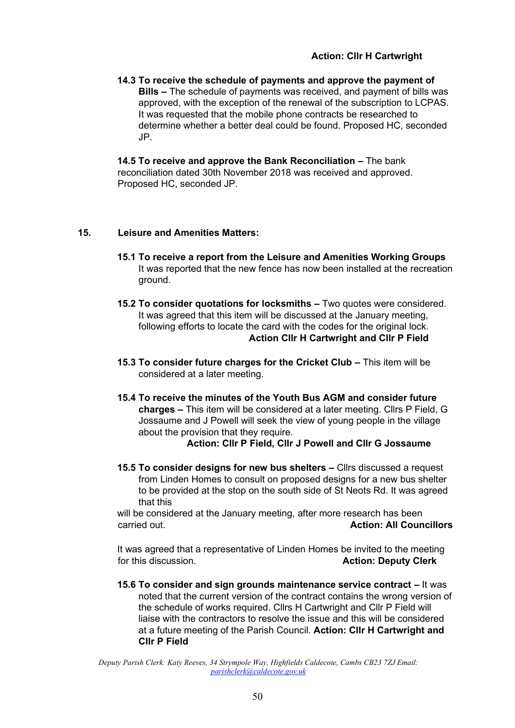**Action: Cllr H Cartwright**

**14.3 To receive the schedule of payments and approve the payment of Bills –** The schedule of payments was received, and payment of bills was approved, with the exception of the renewal of the subscription to LCPAS. It was requested that the mobile phone contracts be researched to determine whether a better deal could be found. Proposed HC, seconded JP.

**14.5 To receive and approve the Bank Reconciliation –** The bank reconciliation dated 30th November 2018 was received and approved. Proposed HC, seconded JP.

**15. Leisure and Amenities Matters:**

**15.1 To receive a report from the Leisure and Amenities Working Groups** It was reported that the new fence has now been installed at the recreation ground.

**15.2 To consider quotations for locksmiths –** Two quotes were considered. It was agreed that this item will be discussed at the January meeting, following efforts to locate the card with the codes for the original lock.

**Action Cllr H Cartwright and Cllr P Field**

**15.3 To consider future charges for the Cricket Club –** This item will be considered at a later meeting.

**15.4 To receive the minutes of the Youth Bus AGM and consider future charges –** This item will be considered at a later meeting. Cllrs P Field, G Jossaume and J Powell will seek the view of young people in the village about the provision that they require.

**Action: Cllr P Field, Cllr J Powell and Cllr G Jossaume**

**15.5 To consider designs for new bus shelters –** Cllrs discussed a request from Linden Homes to consult on proposed designs for a new bus shelter to be provided at the stop on the south side of St Neots Rd. It was agreed that this will be considered at the January meeting, after more research has been carried out. **Action: All Councillors**

It was agreed that a representative of Linden Homes be invited to the meeting for this discussion. **Action: Deputy Clerk**

**15.6 To consider and sign grounds maintenance service contract –** It was noted that the current version of the contract contains the wrong version of the schedule of works required. Cllrs H Cartwright and Cllr P Field will liaise with the contractors to resolve the issue and this will be considered at a future meeting of the Parish Council. **Action: Cllr H Cartwright and Cllr P Field**

*Deputy Parish Clerk: Katy Reeves, 34 Strympole Way, Highfields Caldecote, Cambs CB23 7ZJ Email: parishclerk@caldecote.gov.uk*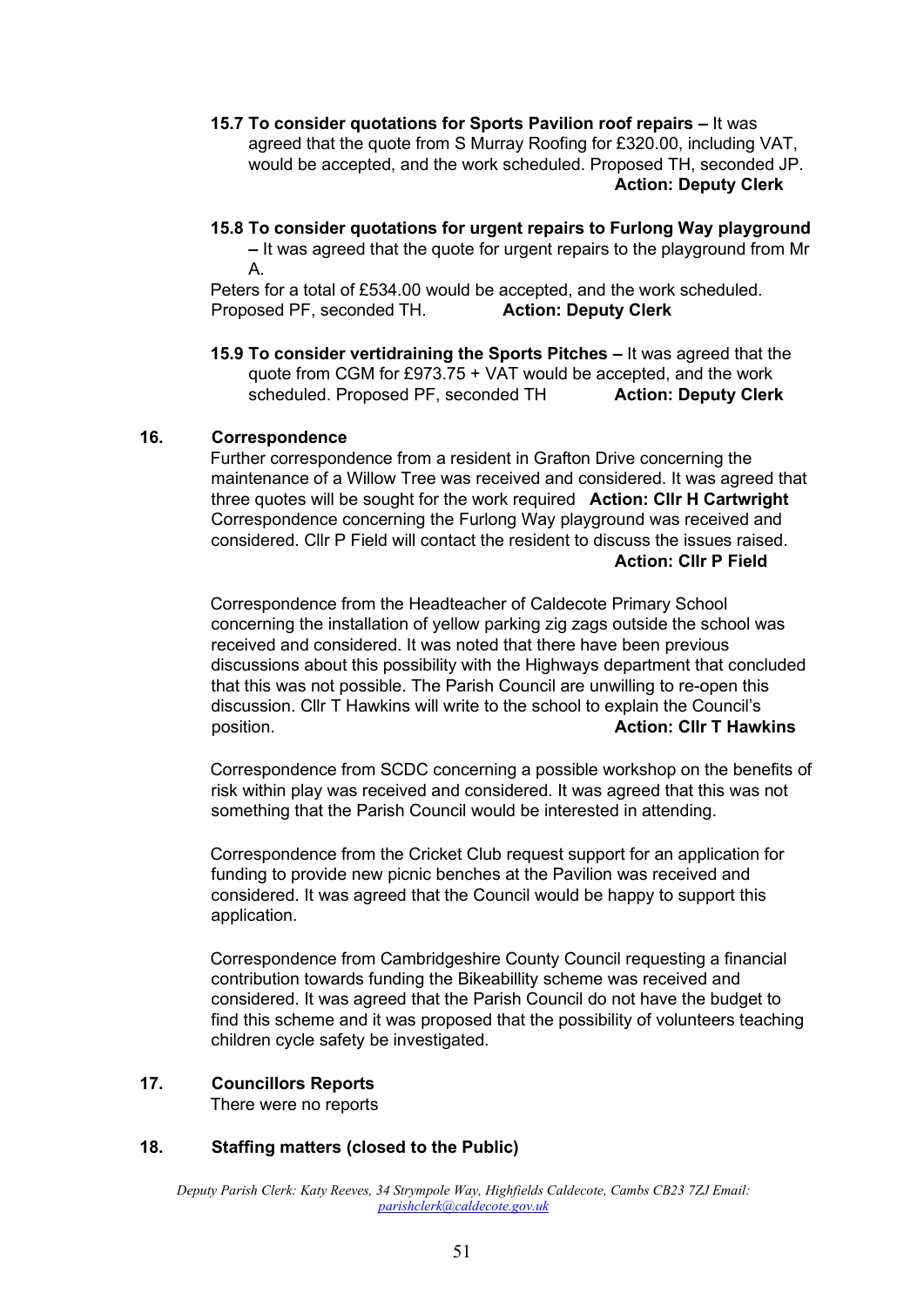**15.7 To consider quotations for Sports Pavilion roof repairs –** It was agreed that the quote from S Murray Roofing for £320.00, including VAT, would be accepted, and the work scheduled. Proposed TH, seconded JP.
**Action: Deputy Clerk**

**15.8 To consider quotations for urgent repairs to Furlong Way playground –** It was agreed that the quote for urgent repairs to the playground from Mr A.
Peters for a total of £534.00 would be accepted, and the work scheduled. Proposed PF, seconded TH. **Action: Deputy Clerk**

**15.9 To consider vertidraining the Sports Pitches –** It was agreed that the quote from CGM for £973.75 + VAT would be accepted, and the work scheduled. Proposed PF, seconded TH **Action: Deputy Clerk**

## 16. Correspondence

Further correspondence from a resident in Grafton Drive concerning the maintenance of a Willow Tree was received and considered. It was agreed that three quotes will be sought for the work required **Action: Cllr H Cartwright**
Correspondence concerning the Furlong Way playground was received and considered. Cllr P Field will contact the resident to discuss the issues raised.
**Action: Cllr P Field**

Correspondence from the Headteacher of Caldecote Primary School concerning the installation of yellow parking zig zags outside the school was received and considered. It was noted that there have been previous discussions about this possibility with the Highways department that concluded that this was not possible. The Parish Council are unwilling to re-open this discussion. Cllr T Hawkins will write to the school to explain the Council's position. **Action: Cllr T Hawkins**

Correspondence from SCDC concerning a possible workshop on the benefits of risk within play was received and considered. It was agreed that this was not something that the Parish Council would be interested in attending.

Correspondence from the Cricket Club request support for an application for funding to provide new picnic benches at the Pavilion was received and considered. It was agreed that the Council would be happy to support this application.

Correspondence from Cambridgeshire County Council requesting a financial contribution towards funding the Bikeabillity scheme was received and considered. It was agreed that the Parish Council do not have the budget to find this scheme and it was proposed that the possibility of volunteers teaching children cycle safety be investigated.

## 17. Councillors Reports

There were no reports

## 18. Staffing matters (closed to the Public)

*Deputy Parish Clerk: Katy Reeves, 34 Strympole Way, Highfields Caldecote, Cambs CB23 7ZJ Email: parishclerk@caldecote.gov.uk*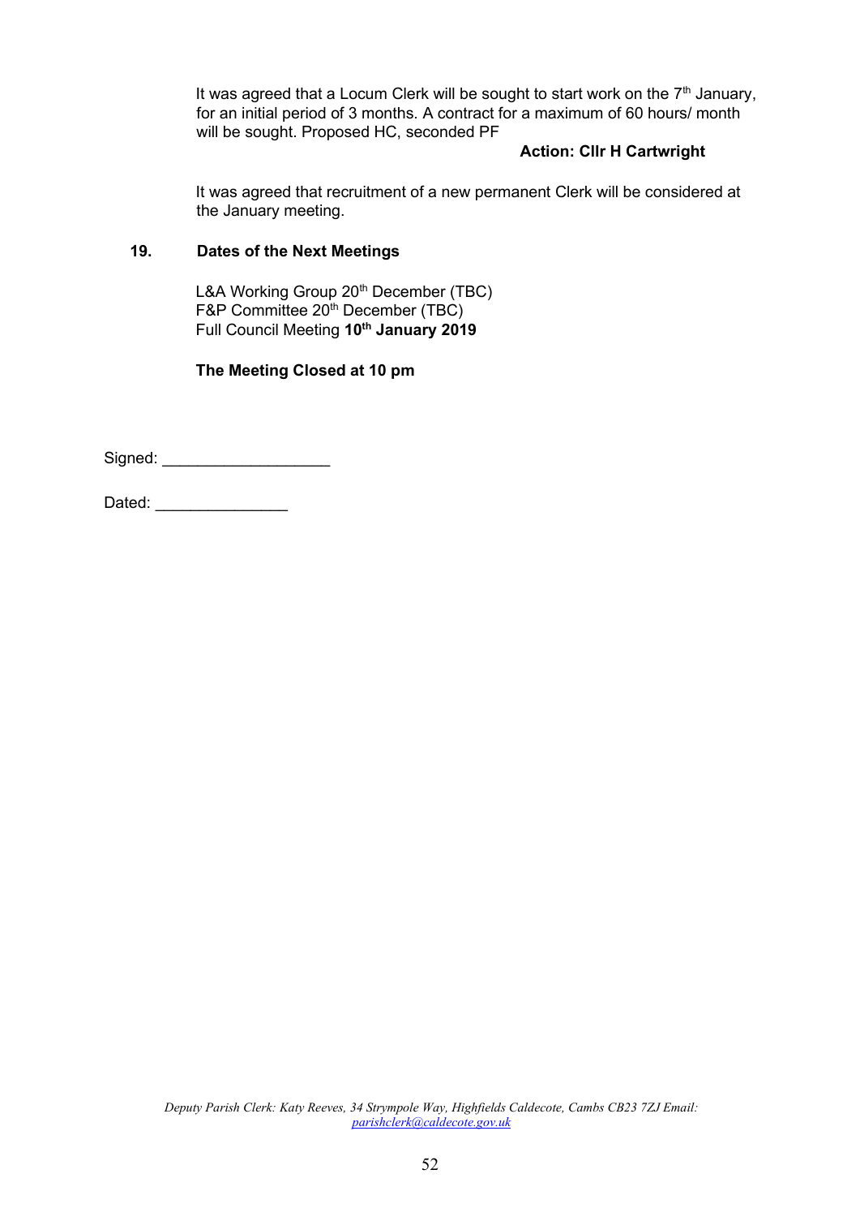It was agreed that a Locum Clerk will be sought to start work on the 7th January, for an initial period of 3 months. A contract for a maximum of 60 hours/ month will be sought. Proposed HC, seconded PF

**Action: Cllr H Cartwright**

It was agreed that recruitment of a new permanent Clerk will be considered at the January meeting.

**19. Dates of the Next Meetings**

L&A Working Group 20th December (TBC)
F&P Committee 20th December (TBC)
Full Council Meeting **10th January 2019**

**The Meeting Closed at 10 pm**

Signed: ___________________

Dated: _______________

*Deputy Parish Clerk: Katy Reeves, 34 Strympole Way, Highfields Caldecote, Cambs CB23 7ZJ Email: parishclerk@caldecote.gov.uk*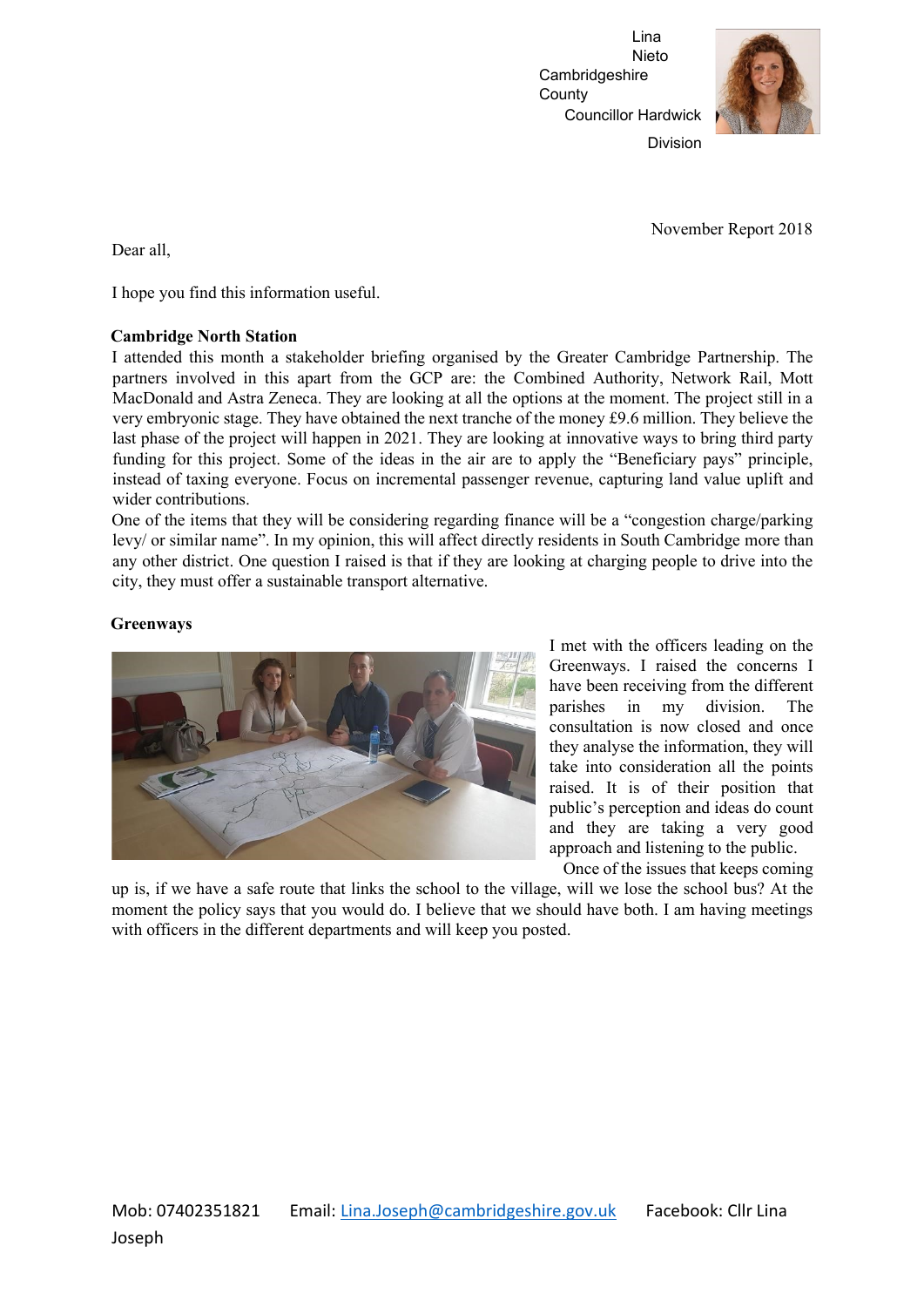Lina Nieto
Cambridgeshire County Councillor Hardwick Division

November Report 2018

Dear all,

I hope you find this information useful.

**Cambridge North Station**

I attended this month a stakeholder briefing organised by the Greater Cambridge Partnership. The partners involved in this apart from the GCP are: the Combined Authority, Network Rail, Mott MacDonald and Astra Zeneca. They are looking at all the options at the moment. The project still in a very embryonic stage. They have obtained the next tranche of the money £9.6 million. They believe the last phase of the project will happen in 2021. They are looking at innovative ways to bring third party funding for this project. Some of the ideas in the air are to apply the "Beneficiary pays" principle, instead of taxing everyone. Focus on incremental passenger revenue, capturing land value uplift and wider contributions.

One of the items that they will be considering regarding finance will be a "congestion charge/parking levy/ or similar name". In my opinion, this will affect directly residents in South Cambridge more than any other district. One question I raised is that if they are looking at charging people to drive into the city, they must offer a sustainable transport alternative.

**Greenways**

I met with the officers leading on the Greenways. I raised the concerns I have been receiving from the different parishes in my division. The consultation is now closed and once they analyse the information, they will take into consideration all the points raised. It is of their position that public's perception and ideas do count and they are taking a very good approach and listening to the public.

Once of the issues that keeps coming up is, if we have a safe route that links the school to the village, will we lose the school bus? At the moment the policy says that you would do. I believe that we should have both. I am having meetings with officers in the different departments and will keep you posted.

Mob: 07402351821 Email: Lina.Joseph@cambridgeshire.gov.uk Facebook: Cllr Lina Joseph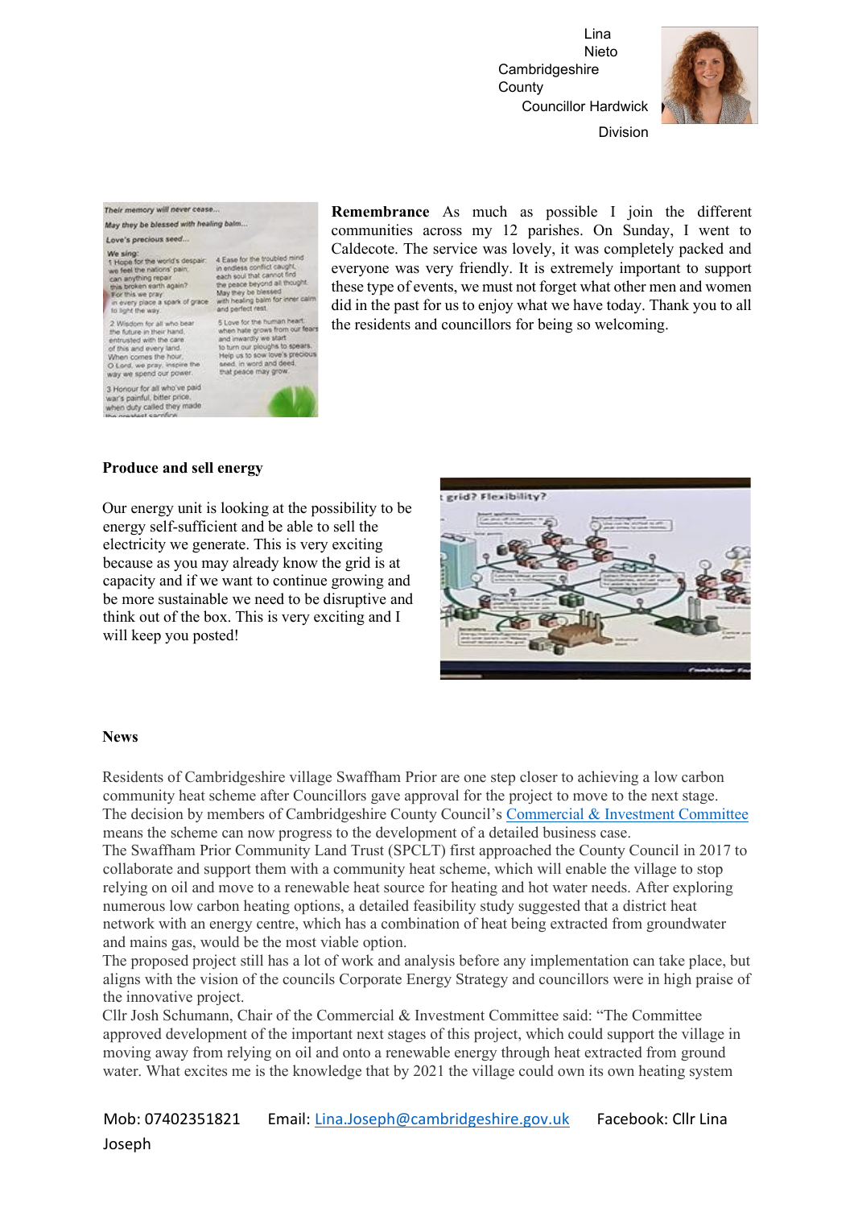Lina Nieto Cambridgeshire County Councillor Hardwick Division

**Remembrance** As much as possible I join the different communities across my 12 parishes. On Sunday, I went to Caldecote. The service was lovely, it was completely packed and everyone was very friendly. It is extremely important to support these type of events, we must not forget what other men and women did in the past for us to enjoy what we have today. Thank you to all the residents and councillors for being so welcoming.

**Produce and sell energy**

Our energy unit is looking at the possibility to be energy self-sufficient and be able to sell the electricity we generate. This is very exciting because as you may already know the grid is at capacity and if we want to continue growing and be more sustainable we need to be disruptive and think out of the box. This is very exciting and I will keep you posted!

**News**

Residents of Cambridgeshire village Swaffham Prior are one step closer to achieving a low carbon community heat scheme after Councillors gave approval for the project to move to the next stage. The decision by members of Cambridgeshire County Council's Commercial & Investment Committee means the scheme can now progress to the development of a detailed business case.
The Swaffham Prior Community Land Trust (SPCLT) first approached the County Council in 2017 to collaborate and support them with a community heat scheme, which will enable the village to stop relying on oil and move to a renewable heat source for heating and hot water needs. After exploring numerous low carbon heating options, a detailed feasibility study suggested that a district heat network with an energy centre, which has a combination of heat being extracted from groundwater and mains gas, would be the most viable option.
The proposed project still has a lot of work and analysis before any implementation can take place, but aligns with the vision of the councils Corporate Energy Strategy and councillors were in high praise of the innovative project.
Cllr Josh Schumann, Chair of the Commercial & Investment Committee said: "The Committee approved development of the important next stages of this project, which could support the village in moving away from relying on oil and onto a renewable energy through heat extracted from ground water. What excites me is the knowledge that by 2021 the village could own its own heating system

Mob: 07402351821 Email: Lina.Joseph@cambridgeshire.gov.uk Facebook: Cllr Lina Joseph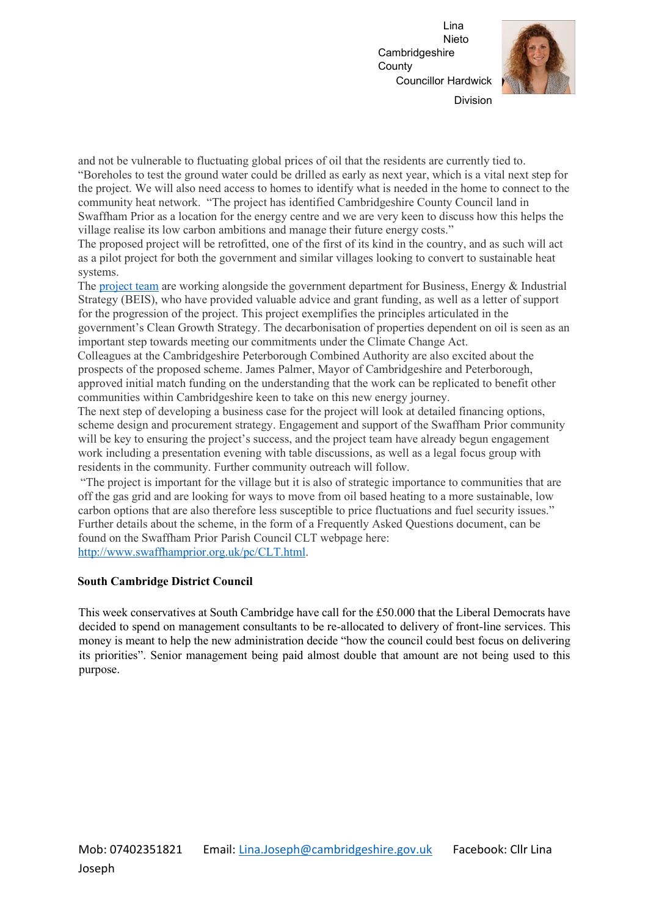and not be vulnerable to fluctuating global prices of oil that the residents are currently tied to. "Boreholes to test the ground water could be drilled as early as next year, which is a vital next step for the project. We will also need access to homes to identify what is needed in the home to connect to the community heat network. "The project has identified Cambridgeshire County Council land in Swaffham Prior as a location for the energy centre and we are very keen to discuss how this helps the village realise its low carbon ambitions and manage their future energy costs."

The proposed project will be retrofitted, one of the first of its kind in the country, and as such will act as a pilot project for both the government and similar villages looking to convert to sustainable heat systems.

The [project team](#) are working alongside the government department for Business, Energy & Industrial Strategy (BEIS), who have provided valuable advice and grant funding, as well as a letter of support for the progression of the project. This project exemplifies the principles articulated in the government's Clean Growth Strategy. The decarbonisation of properties dependent on oil is seen as an important step towards meeting our commitments under the Climate Change Act.

Colleagues at the Cambridgeshire Peterborough Combined Authority are also excited about the prospects of the proposed scheme. James Palmer, Mayor of Cambridgeshire and Peterborough, approved initial match funding on the understanding that the work can be replicated to benefit other communities within Cambridgeshire keen to take on this new energy journey.

The next step of developing a business case for the project will look at detailed financing options, scheme design and procurement strategy. Engagement and support of the Swaffham Prior community will be key to ensuring the project's success, and the project team have already begun engagement work including a presentation evening with table discussions, as well as a legal focus group with residents in the community. Further community outreach will follow.

"The project is important for the village but it is also of strategic importance to communities that are off the gas grid and are looking for ways to move from oil based heating to a more sustainable, low carbon options that are also therefore less susceptible to price fluctuations and fuel security issues."

Further details about the scheme, in the form of a Frequently Asked Questions document, can be found on the Swaffham Prior Parish Council CLT webpage here: http://www.swaffhamprior.org.uk/pc/CLT.html.

**South Cambridge District Council**

This week conservatives at South Cambridge have call for the £50.000 that the Liberal Democrats have decided to spend on management consultants to be re-allocated to delivery of front-line services. This money is meant to help the new administration decide "how the council could best focus on delivering its priorities". Senior management being paid almost double that amount are not being used to this purpose.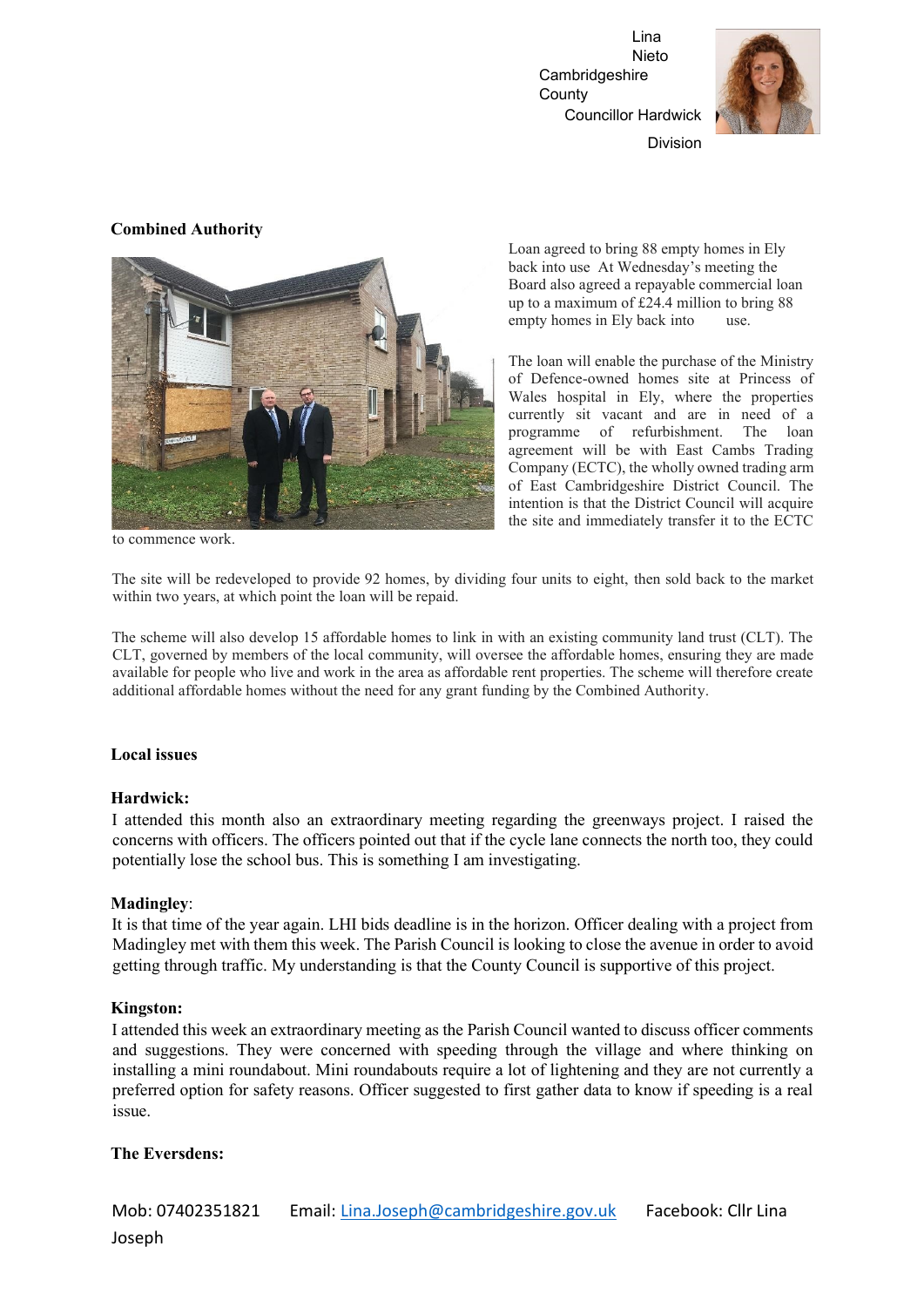Lina Nieto
Cambridgeshire County Councillor Hardwick Division

**Combined Authority**

Loan agreed to bring 88 empty homes in Ely back into use At Wednesday's meeting the Board also agreed a repayable commercial loan up to a maximum of £24.4 million to bring 88 empty homes in Ely back into use.

The loan will enable the purchase of the Ministry of Defence-owned homes site at Princess of Wales hospital in Ely, where the properties currently sit vacant and are in need of a programme of refurbishment. The loan agreement will be with East Cambs Trading Company (ECTC), the wholly owned trading arm of East Cambridgeshire District Council. The intention is that the District Council will acquire the site and immediately transfer it to the ECTC to commence work.

The site will be redeveloped to provide 92 homes, by dividing four units to eight, then sold back to the market within two years, at which point the loan will be repaid.

The scheme will also develop 15 affordable homes to link in with an existing community land trust (CLT). The CLT, governed by members of the local community, will oversee the affordable homes, ensuring they are made available for people who live and work in the area as affordable rent properties. The scheme will therefore create additional affordable homes without the need for any grant funding by the Combined Authority.

**Local issues**

**Hardwick:**
I attended this month also an extraordinary meeting regarding the greenways project. I raised the concerns with officers. The officers pointed out that if the cycle lane connects the north too, they could potentially lose the school bus. This is something I am investigating.

**Madingley**:
It is that time of the year again. LHI bids deadline is in the horizon. Officer dealing with a project from Madingley met with them this week. The Parish Council is looking to close the avenue in order to avoid getting through traffic. My understanding is that the County Council is supportive of this project.

**Kingston:**
I attended this week an extraordinary meeting as the Parish Council wanted to discuss officer comments and suggestions. They were concerned with speeding through the village and where thinking on installing a mini roundabout. Mini roundabouts require a lot of lightening and they are not currently a preferred option for safety reasons. Officer suggested to first gather data to know if speeding is a real issue.

**The Eversdens:**

Mob: 07402351821 Email: Lina.Joseph@cambridgeshire.gov.uk Facebook: Cllr Lina Joseph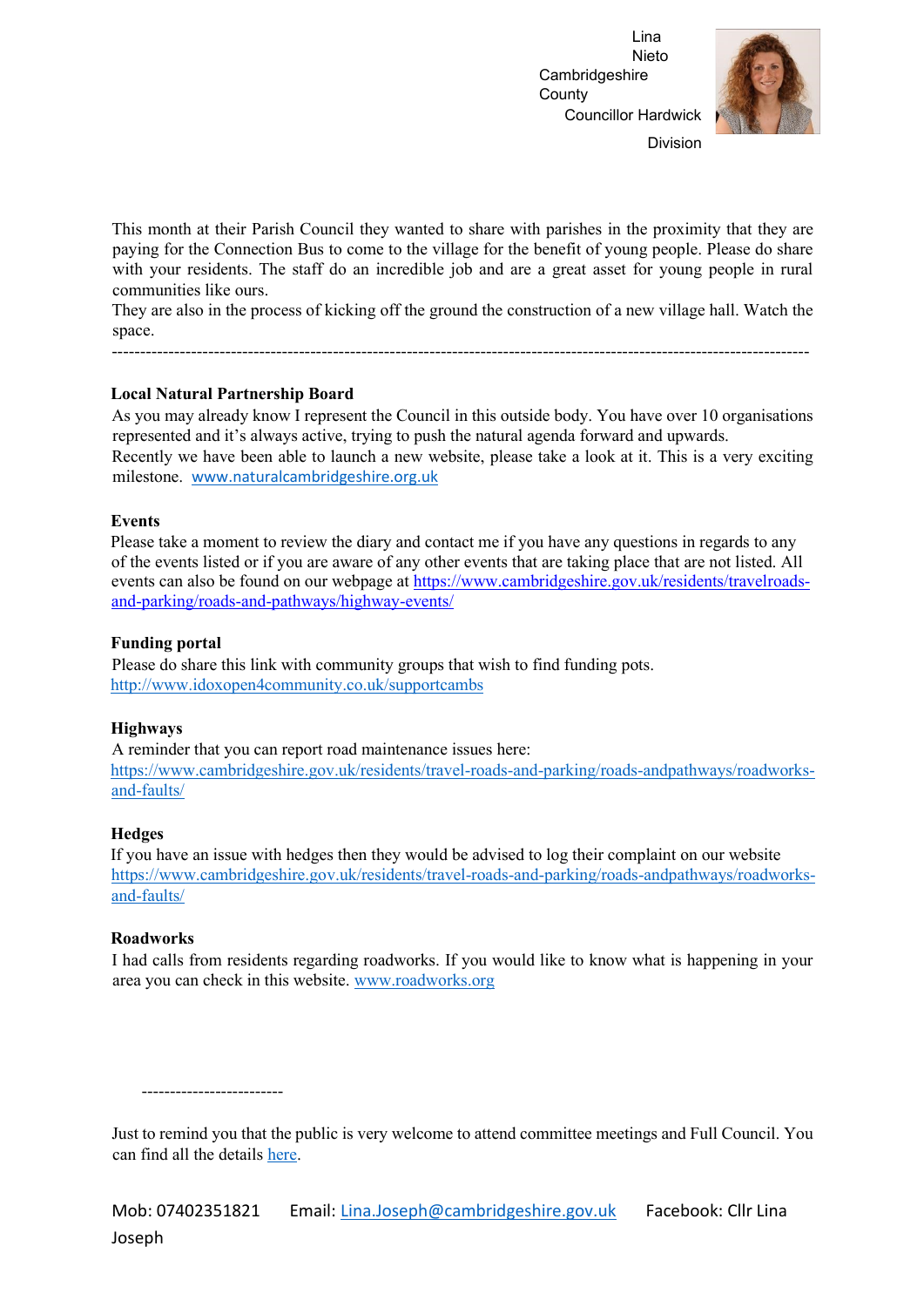Lina Nieto
Cambridgeshire County Councillor Hardwick Division

This month at their Parish Council they wanted to share with parishes in the proximity that they are paying for the Connection Bus to come to the village for the benefit of young people. Please do share with your residents. The staff do an incredible job and are a great asset for young people in rural communities like ours.
They are also in the process of kicking off the ground the construction of a new village hall. Watch the space.

---

**Local Natural Partnership Board**
As you may already know I represent the Council in this outside body. You have over 10 organisations represented and it's always active, trying to push the natural agenda forward and upwards.
Recently we have been able to launch a new website, please take a look at it. This is a very exciting milestone. www.naturalcambridgeshire.org.uk

**Events**
Please take a moment to review the diary and contact me if you have any questions in regards to any of the events listed or if you are aware of any other events that are taking place that are not listed. All events can also be found on our webpage at https://www.cambridgeshire.gov.uk/residents/travelroads-and-parking/roads-and-pathways/highway-events/

**Funding portal**
Please do share this link with community groups that wish to find funding pots.
http://www.idoxopen4community.co.uk/supportcambs

**Highways**
A reminder that you can report road maintenance issues here:
https://www.cambridgeshire.gov.uk/residents/travel-roads-and-parking/roads-andpathways/roadworks-and-faults/

**Hedges**
If you have an issue with hedges then they would be advised to log their complaint on our website
https://www.cambridgeshire.gov.uk/residents/travel-roads-and-parking/roads-andpathways/roadworks-and-faults/

**Roadworks**
I had calls from residents regarding roadworks. If you would like to know what is happening in your area you can check in this website. www.roadworks.org

-------------------------

Just to remind you that the public is very welcome to attend committee meetings and Full Council. You can find all the details here.

Mob: 07402351821 Email: Lina.Joseph@cambridgeshire.gov.uk Facebook: Cllr Lina Joseph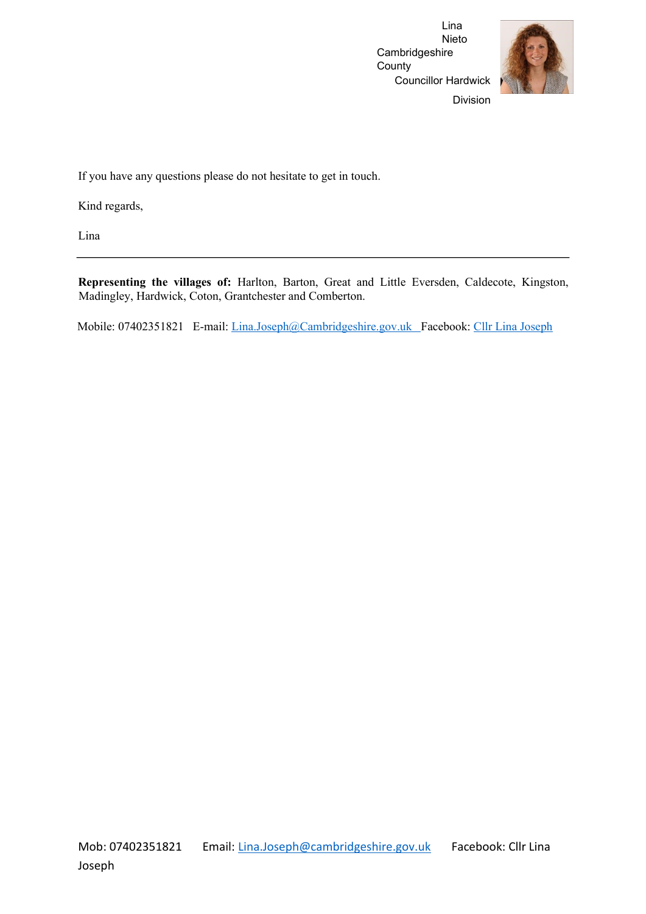Lina Nieto
Cambridgeshire County Councillor Hardwick Division

If you have any questions please do not hesitate to get in touch.

Kind regards,

Lina

---

**Representing the villages of:** Harlton, Barton, Great and Little Eversden, Caldecote, Kingston, Madingley, Hardwick, Coton, Grantchester and Comberton.

Mobile: 07402351821 E-mail: Lina.Joseph@Cambridgeshire.gov.uk Facebook: Cllr Lina Joseph

Mob: 07402351821 Email: Lina.Joseph@cambridgeshire.gov.uk Facebook: Cllr Lina Joseph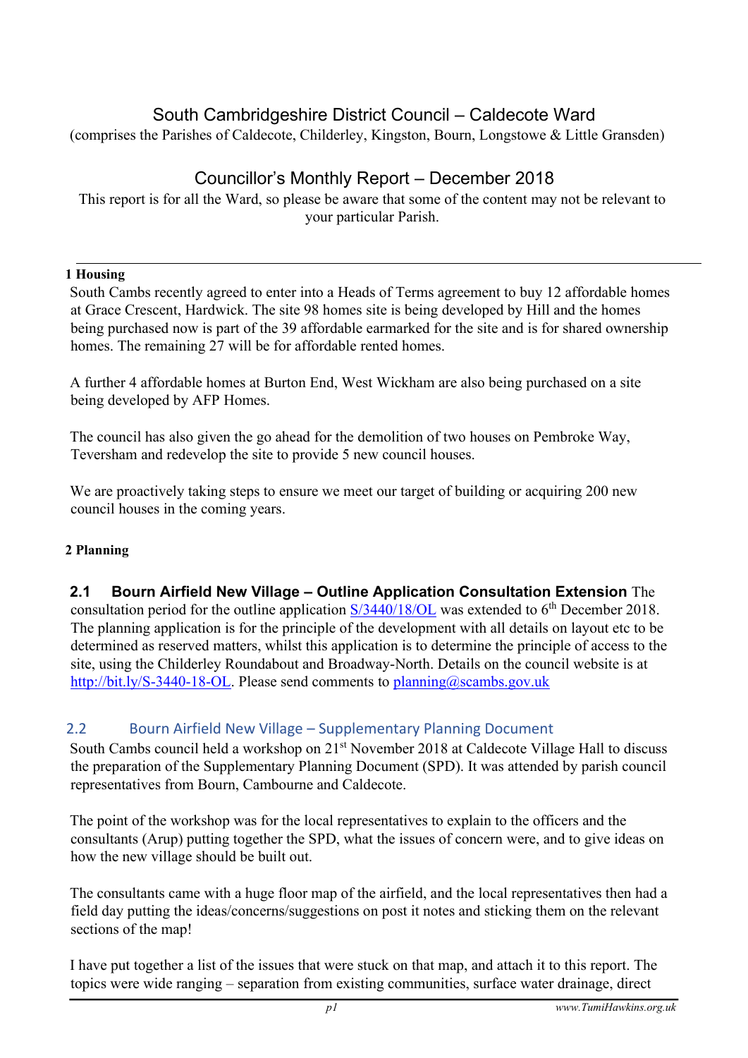# South Cambridgeshire District Council – Caldecote Ward

(comprises the Parishes of Caldecote, Childerley, Kingston, Bourn, Longstowe & Little Gransden)

# Councillor's Monthly Report – December 2018

This report is for all the Ward, so please be aware that some of the content may not be relevant to your particular Parish.

---

**1 Housing**

South Cambs recently agreed to enter into a Heads of Terms agreement to buy 12 affordable homes at Grace Crescent, Hardwick. The site 98 homes site is being developed by Hill and the homes being purchased now is part of the 39 affordable earmarked for the site and is for shared ownership homes. The remaining 27 will be for affordable rented homes.

A further 4 affordable homes at Burton End, West Wickham are also being purchased on a site being developed by AFP Homes.

The council has also given the go ahead for the demolition of two houses on Pembroke Way, Teversham and redevelop the site to provide 5 new council houses.

We are proactively taking steps to ensure we meet our target of building or acquiring 200 new council houses in the coming years.

**2 Planning**

**2.1 Bourn Airfield New Village – Outline Application Consultation Extension** The consultation period for the outline application S/3440/18/OL was extended to 6th December 2018. The planning application is for the principle of the development with all details on layout etc to be determined as reserved matters, whilst this application is to determine the principle of access to the site, using the Childerley Roundabout and Broadway-North. Details on the council website is at http://bit.ly/S-3440-18-OL. Please send comments to planning@scambs.gov.uk

## 2.2 Bourn Airfield New Village – Supplementary Planning Document

South Cambs council held a workshop on 21st November 2018 at Caldecote Village Hall to discuss the preparation of the Supplementary Planning Document (SPD). It was attended by parish council representatives from Bourn, Cambourne and Caldecote.

The point of the workshop was for the local representatives to explain to the officers and the consultants (Arup) putting together the SPD, what the issues of concern were, and to give ideas on how the new village should be built out.

The consultants came with a huge floor map of the airfield, and the local representatives then had a field day putting the ideas/concerns/suggestions on post it notes and sticking them on the relevant sections of the map!

I have put together a list of the issues that were stuck on that map, and attach it to this report. The topics were wide ranging – separation from existing communities, surface water drainage, direct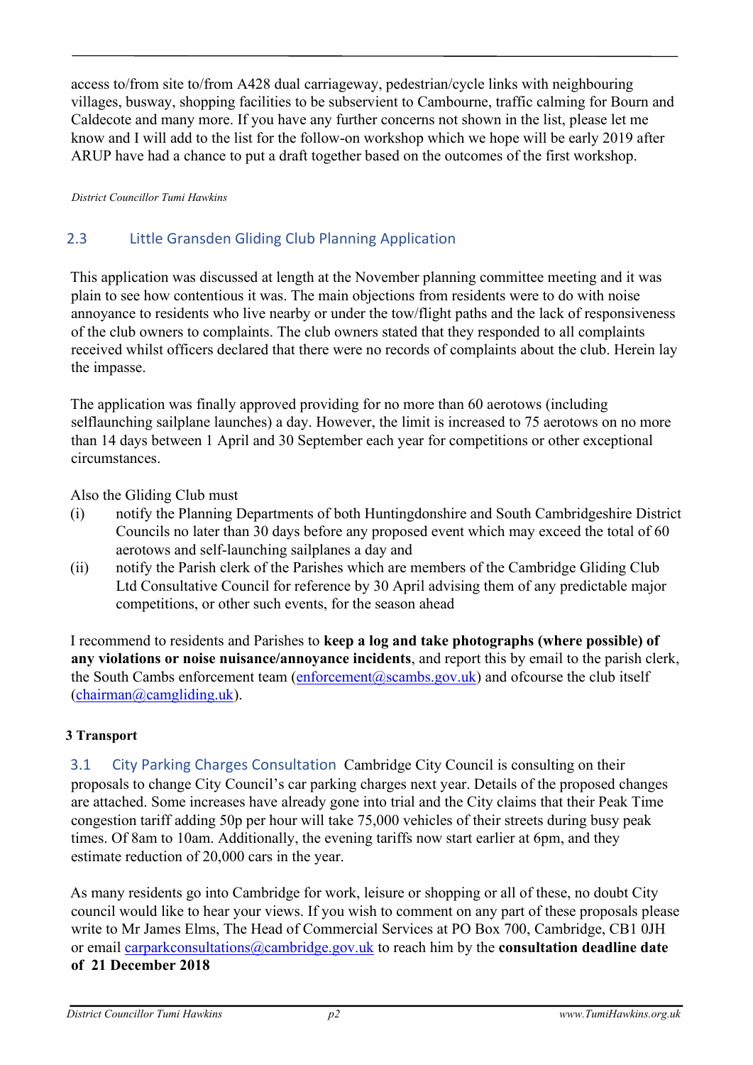access to/from site to/from A428 dual carriageway, pedestrian/cycle links with neighbouring villages, busway, shopping facilities to be subservient to Cambourne, traffic calming for Bourn and Caldecote and many more. If you have any further concerns not shown in the list, please let me know and I will add to the list for the follow-on workshop which we hope will be early 2019 after ARUP have had a chance to put a draft together based on the outcomes of the first workshop.

*District Councillor Tumi Hawkins*

## 2.3 Little Gransden Gliding Club Planning Application

This application was discussed at length at the November planning committee meeting and it was plain to see how contentious it was. The main objections from residents were to do with noise annoyance to residents who live nearby or under the tow/flight paths and the lack of responsiveness of the club owners to complaints. The club owners stated that they responded to all complaints received whilst officers declared that there were no records of complaints about the club. Herein lay the impasse.

The application was finally approved providing for no more than 60 aerotows (including selflaunching sailplane launches) a day. However, the limit is increased to 75 aerotows on no more than 14 days between 1 April and 30 September each year for competitions or other exceptional circumstances.

Also the Gliding Club must

(i) notify the Planning Departments of both Huntingdonshire and South Cambridgeshire District Councils no later than 30 days before any proposed event which may exceed the total of 60 aerotows and self-launching sailplanes a day and

(ii) notify the Parish clerk of the Parishes which are members of the Cambridge Gliding Club Ltd Consultative Council for reference by 30 April advising them of any predictable major competitions, or other such events, for the season ahead

I recommend to residents and Parishes to **keep a log and take photographs (where possible) of any violations or noise nuisance/annoyance incidents**, and report this by email to the parish clerk, the South Cambs enforcement team (enforcement@scambs.gov.uk) and ofcourse the club itself (chairman@camgliding.uk).

**3 Transport**

## 3.1 City Parking Charges Consultation

Cambridge City Council is consulting on their proposals to change City Council's car parking charges next year. Details of the proposed changes are attached. Some increases have already gone into trial and the City claims that their Peak Time congestion tariff adding 50p per hour will take 75,000 vehicles of their streets during busy peak times. Of 8am to 10am. Additionally, the evening tariffs now start earlier at 6pm, and they estimate reduction of 20,000 cars in the year.

As many residents go into Cambridge for work, leisure or shopping or all of these, no doubt City council would like to hear your views. If you wish to comment on any part of these proposals please write to Mr James Elms, The Head of Commercial Services at PO Box 700, Cambridge, CB1 0JH or email carparkconsultations@cambridge.gov.uk to reach him by the **consultation deadline date of 21 December 2018**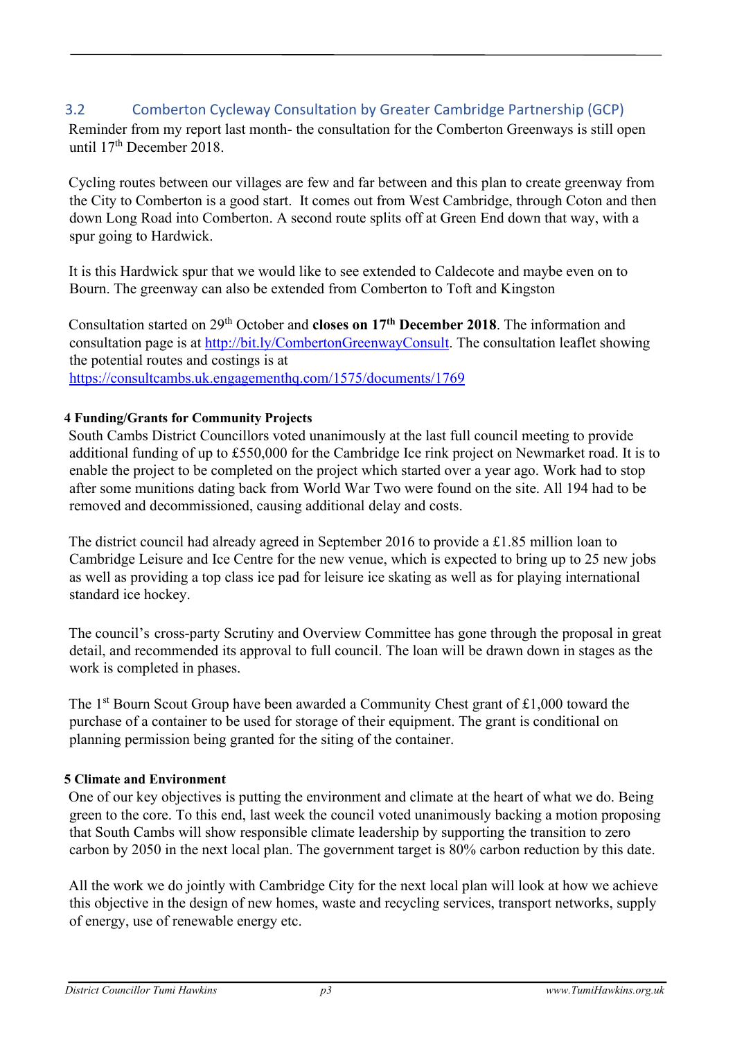### 3.2 Comberton Cycleway Consultation by Greater Cambridge Partnership (GCP)

Reminder from my report last month- the consultation for the Comberton Greenways is still open until 17th December 2018.

Cycling routes between our villages are few and far between and this plan to create greenway from the City to Comberton is a good start. It comes out from West Cambridge, through Coton and then down Long Road into Comberton. A second route splits off at Green End down that way, with a spur going to Hardwick.

It is this Hardwick spur that we would like to see extended to Caldecote and maybe even on to Bourn. The greenway can also be extended from Comberton to Toft and Kingston

Consultation started on 29th October and **closes on 17th December 2018**. The information and consultation page is at http://bit.ly/CombertonGreenwayConsult. The consultation leaflet showing the potential routes and costings is at https://consultcambs.uk.engagementhq.com/1575/documents/1769

#### 4 Funding/Grants for Community Projects

South Cambs District Councillors voted unanimously at the last full council meeting to provide additional funding of up to £550,000 for the Cambridge Ice rink project on Newmarket road. It is to enable the project to be completed on the project which started over a year ago. Work had to stop after some munitions dating back from World War Two were found on the site. All 194 had to be removed and decommissioned, causing additional delay and costs.

The district council had already agreed in September 2016 to provide a £1.85 million loan to Cambridge Leisure and Ice Centre for the new venue, which is expected to bring up to 25 new jobs as well as providing a top class ice pad for leisure ice skating as well as for playing international standard ice hockey.

The council's cross-party Scrutiny and Overview Committee has gone through the proposal in great detail, and recommended its approval to full council. The loan will be drawn down in stages as the work is completed in phases.

The 1st Bourn Scout Group have been awarded a Community Chest grant of £1,000 toward the purchase of a container to be used for storage of their equipment. The grant is conditional on planning permission being granted for the siting of the container.

#### 5 Climate and Environment

One of our key objectives is putting the environment and climate at the heart of what we do. Being green to the core. To this end, last week the council voted unanimously backing a motion proposing that South Cambs will show responsible climate leadership by supporting the transition to zero carbon by 2050 in the next local plan. The government target is 80% carbon reduction by this date.

All the work we do jointly with Cambridge City for the next local plan will look at how we achieve this objective in the design of new homes, waste and recycling services, transport networks, supply of energy, use of renewable energy etc.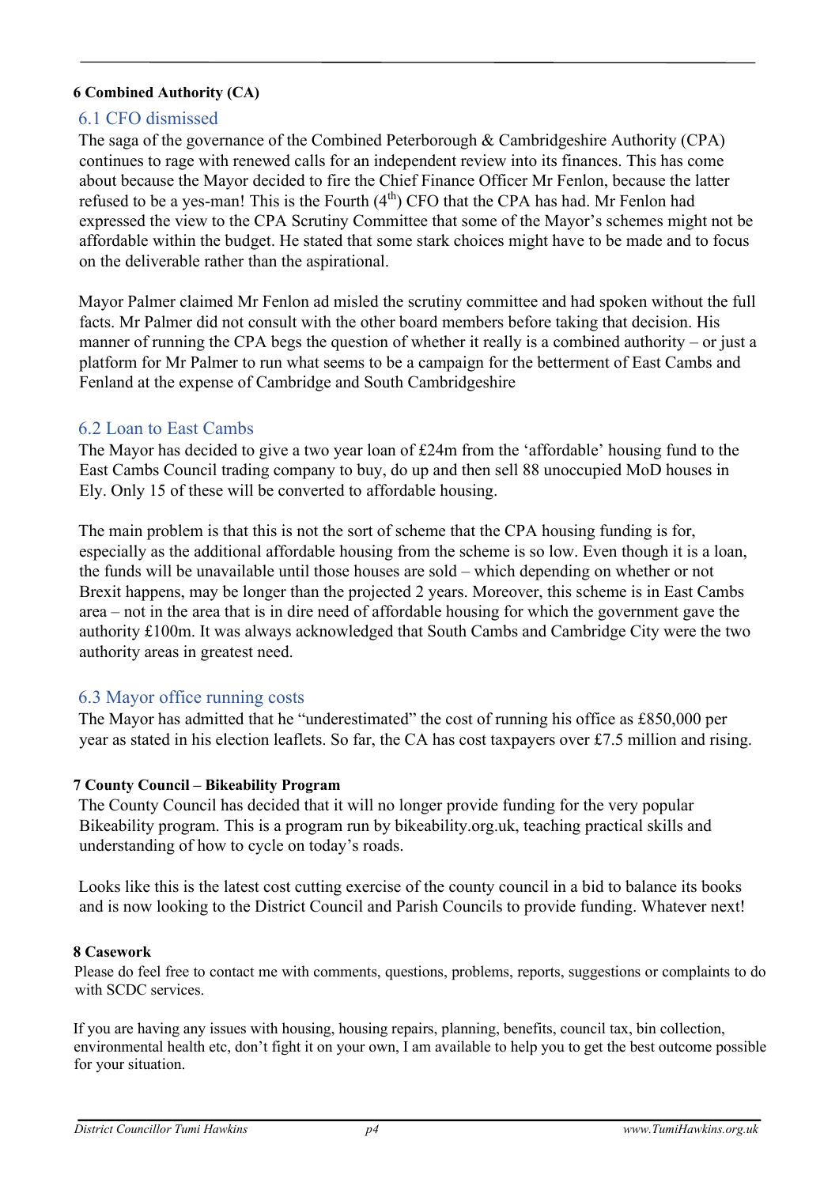## 6 Combined Authority (CA)

### 6.1 CFO dismissed

The saga of the governance of the Combined Peterborough & Cambridgeshire Authority (CPA) continues to rage with renewed calls for an independent review into its finances. This has come about because the Mayor decided to fire the Chief Finance Officer Mr Fenlon, because the latter refused to be a yes-man! This is the Fourth ($4^{th}$) CFO that the CPA has had. Mr Fenlon had expressed the view to the CPA Scrutiny Committee that some of the Mayor's schemes might not be affordable within the budget. He stated that some stark choices might have to be made and to focus on the deliverable rather than the aspirational.

Mayor Palmer claimed Mr Fenlon ad misled the scrutiny committee and had spoken without the full facts. Mr Palmer did not consult with the other board members before taking that decision. His manner of running the CPA begs the question of whether it really is a combined authority – or just a platform for Mr Palmer to run what seems to be a campaign for the betterment of East Cambs and Fenland at the expense of Cambridge and South Cambridgeshire

### 6.2 Loan to East Cambs

The Mayor has decided to give a two year loan of £24m from the 'affordable' housing fund to the East Cambs Council trading company to buy, do up and then sell 88 unoccupied MoD houses in Ely. Only 15 of these will be converted to affordable housing.

The main problem is that this is not the sort of scheme that the CPA housing funding is for, especially as the additional affordable housing from the scheme is so low. Even though it is a loan, the funds will be unavailable until those houses are sold – which depending on whether or not Brexit happens, may be longer than the projected 2 years. Moreover, this scheme is in East Cambs area – not in the area that is in dire need of affordable housing for which the government gave the authority £100m. It was always acknowledged that South Cambs and Cambridge City were the two authority areas in greatest need.

### 6.3 Mayor office running costs

The Mayor has admitted that he "underestimated" the cost of running his office as £850,000 per year as stated in his election leaflets. So far, the CA has cost taxpayers over £7.5 million and rising.

## 7 County Council – Bikeability Program

The County Council has decided that it will no longer provide funding for the very popular Bikeability program. This is a program run by bikeability.org.uk, teaching practical skills and understanding of how to cycle on today's roads.

Looks like this is the latest cost cutting exercise of the county council in a bid to balance its books and is now looking to the District Council and Parish Councils to provide funding. Whatever next!

## 8 Casework

Please do feel free to contact me with comments, questions, problems, reports, suggestions or complaints to do with SCDC services.

If you are having any issues with housing, housing repairs, planning, benefits, council tax, bin collection, environmental health etc, don't fight it on your own, I am available to help you to get the best outcome possible for your situation.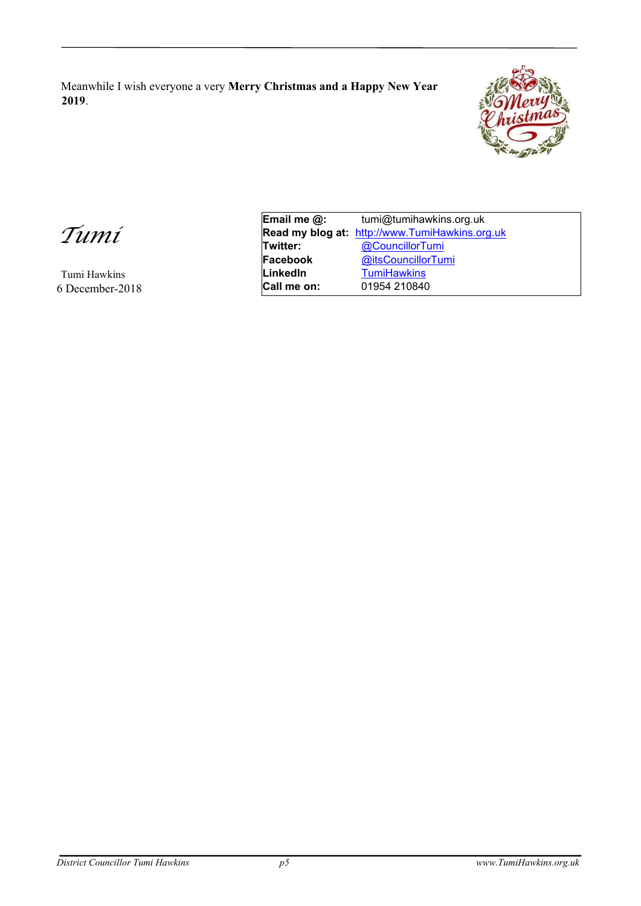Meanwhile I wish everyone a very **Merry Christmas and a Happy New Year 2019**.

*Tumi*

Tumi Hawkins
6 December-2018

| | |
|---|---|
| **Email me @:** | tumi@tumihawkins.org.uk |
| **Read my blog at:** | http://www.TumiHawkins.org.uk |
| **Twitter:** | @CouncillorTumi |
| **Facebook** | @itsCouncillorTumi |
| **LinkedIn** | TumiHawkins |
| **Call me on:** | 01954 210840 |